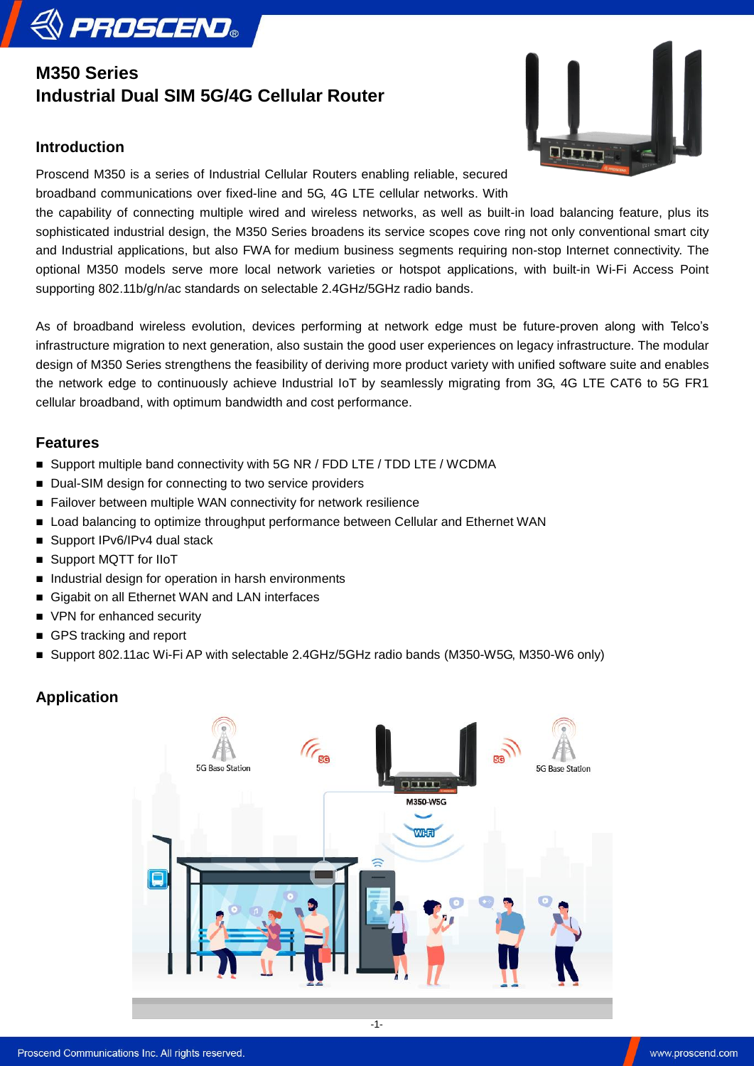# M350 Series
# Industrial Dual SIM 5G/4G Cellular Router

## Introduction

Proscend M350 is a series of Industrial Cellular Routers enabling reliable, secured broadband communications over fixed-line and 5G, 4G LTE cellular networks. With the capability of connecting multiple wired and wireless networks, as well as built-in load balancing feature, plus its sophisticated industrial design, the M350 Series broadens its service scopes cove ring not only conventional smart city and Industrial applications, but also FWA for medium business segments requiring non-stop Internet connectivity. The optional M350 models serve more local network varieties or hotspot applications, with built-in Wi-Fi Access Point supporting 802.11b/g/n/ac standards on selectable 2.4GHz/5GHz radio bands.

As of broadband wireless evolution, devices performing at network edge must be future-proven along with Telco's infrastructure migration to next generation, also sustain the good user experiences on legacy infrastructure. The modular design of M350 Series strengthens the feasibility of deriving more product variety with unified software suite and enables the network edge to continuously achieve Industrial IoT by seamlessly migrating from 3G, 4G LTE CAT6 to 5G FR1 cellular broadband, with optimum bandwidth and cost performance.

## Features

- Support multiple band connectivity with 5G NR / FDD LTE / TDD LTE / WCDMA
- Dual-SIM design for connecting to two service providers
- Failover between multiple WAN connectivity for network resilience
- Load balancing to optimize throughput performance between Cellular and Ethernet WAN
- Support IPv6/IPv4 dual stack
- Support MQTT for IIoT
- Industrial design for operation in harsh environments
- Gigabit on all Ethernet WAN and LAN interfaces
- VPN for enhanced security
- GPS tracking and report
- Support 802.11ac Wi-Fi AP with selectable 2.4GHz/5GHz radio bands (M350-W5G, M350-W6 only)

## Application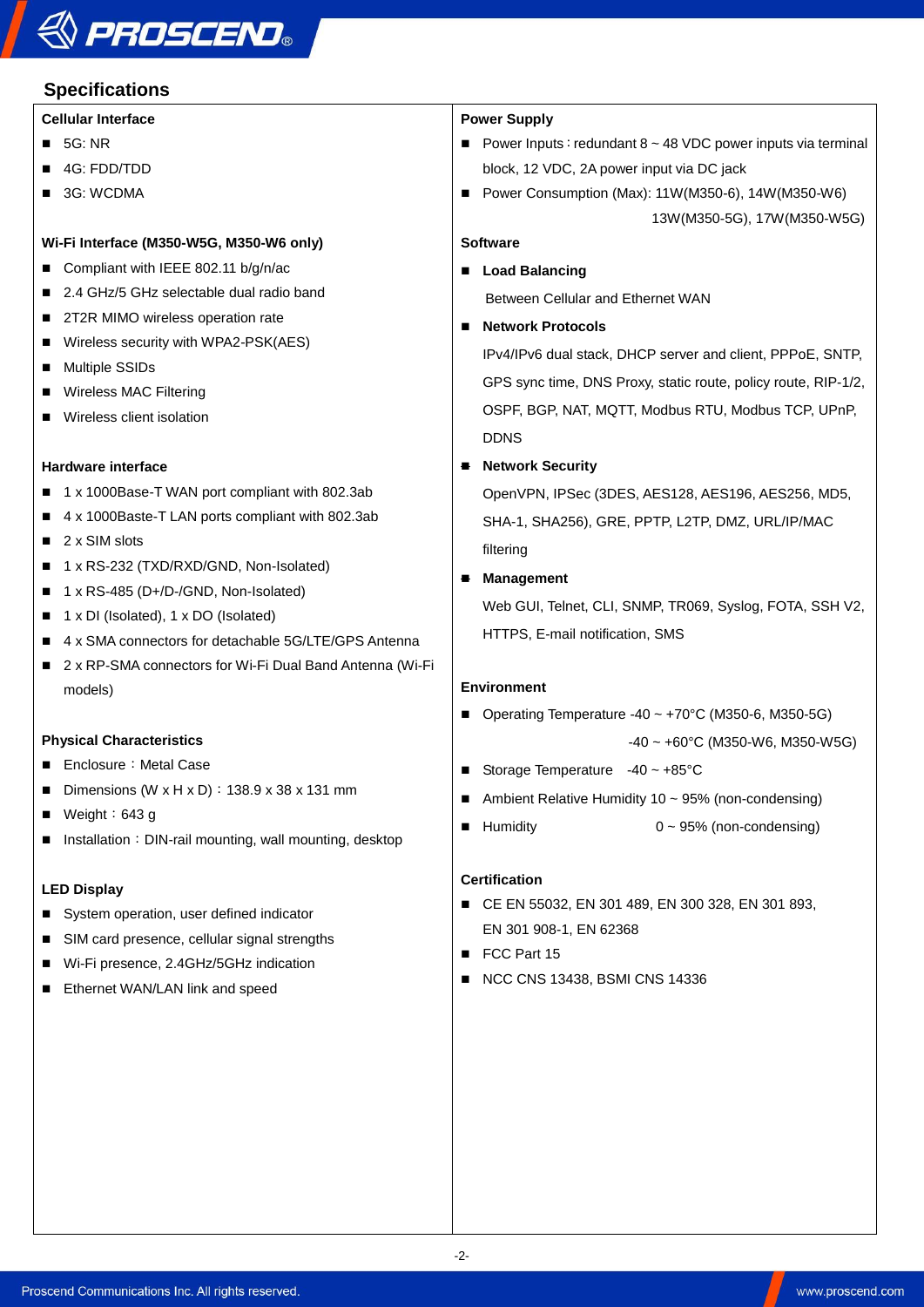## Specifications

### Cellular Interface

- 5G: NR
- 4G: FDD/TDD
- 3G: WCDMA

### Wi-Fi Interface (M350-W5G, M350-W6 only)

- Compliant with IEEE 802.11 b/g/n/ac
- 2.4 GHz/5 GHz selectable dual radio band
- 2T2R MIMO wireless operation rate
- Wireless security with WPA2-PSK(AES)
- Multiple SSIDs
- Wireless MAC Filtering
- Wireless client isolation

### Hardware interface

- 1 x 1000Base-T WAN port compliant with 802.3ab
- 4 x 1000Baste-T LAN ports compliant with 802.3ab
- 2 x SIM slots
- 1 x RS-232 (TXD/RXD/GND, Non-Isolated)
- 1 x RS-485 (D+/D-/GND, Non-Isolated)
- 1 x DI (Isolated), 1 x DO (Isolated)
- 4 x SMA connectors for detachable 5G/LTE/GPS Antenna
- 2 x RP-SMA connectors for Wi-Fi Dual Band Antenna (Wi-Fi models)

### Physical Characteristics

- Enclosure：Metal Case
- Dimensions (W x H x D)：138.9 x 38 x 131 mm
- Weight：643 g
- Installation：DIN-rail mounting, wall mounting, desktop

### LED Display

- System operation, user defined indicator
- SIM card presence, cellular signal strengths
- Wi-Fi presence, 2.4GHz/5GHz indication
- Ethernet WAN/LAN link and speed

### Power Supply

- Power Inputs：redundant 8 ~ 48 VDC power inputs via terminal block, 12 VDC, 2A power input via DC jack
- Power Consumption (Max): 11W(M350-6), 14W(M350-W6)
  13W(M350-5G), 17W(M350-W5G)

### Software

- **Load Balancing**
  Between Cellular and Ethernet WAN
- **Network Protocols**
  IPv4/IPv6 dual stack, DHCP server and client, PPPoE, SNTP, GPS sync time, DNS Proxy, static route, policy route, RIP-1/2, OSPF, BGP, NAT, MQTT, Modbus RTU, Modbus TCP, UPnP, DDNS
- **Network Security**
  OpenVPN, IPSec (3DES, AES128, AES196, AES256, MD5, SHA-1, SHA256), GRE, PPTP, L2TP, DMZ, URL/IP/MAC filtering
- **Management**
  Web GUI, Telnet, CLI, SNMP, TR069, Syslog, FOTA, SSH V2, HTTPS, E-mail notification, SMS

### Environment

- Operating Temperature -40 ~ +70°C (M350-6, M350-5G)
  -40 ~ +60°C (M350-W6, M350-W5G)
- Storage Temperature -40 ~ +85°C
- Ambient Relative Humidity 10 ~ 95% (non-condensing)
- Humidity 0 ~ 95% (non-condensing)

### Certification

- CE EN 55032, EN 301 489, EN 300 328, EN 301 893, EN 301 908-1, EN 62368
- FCC Part 15
- NCC CNS 13438, BSMI CNS 14336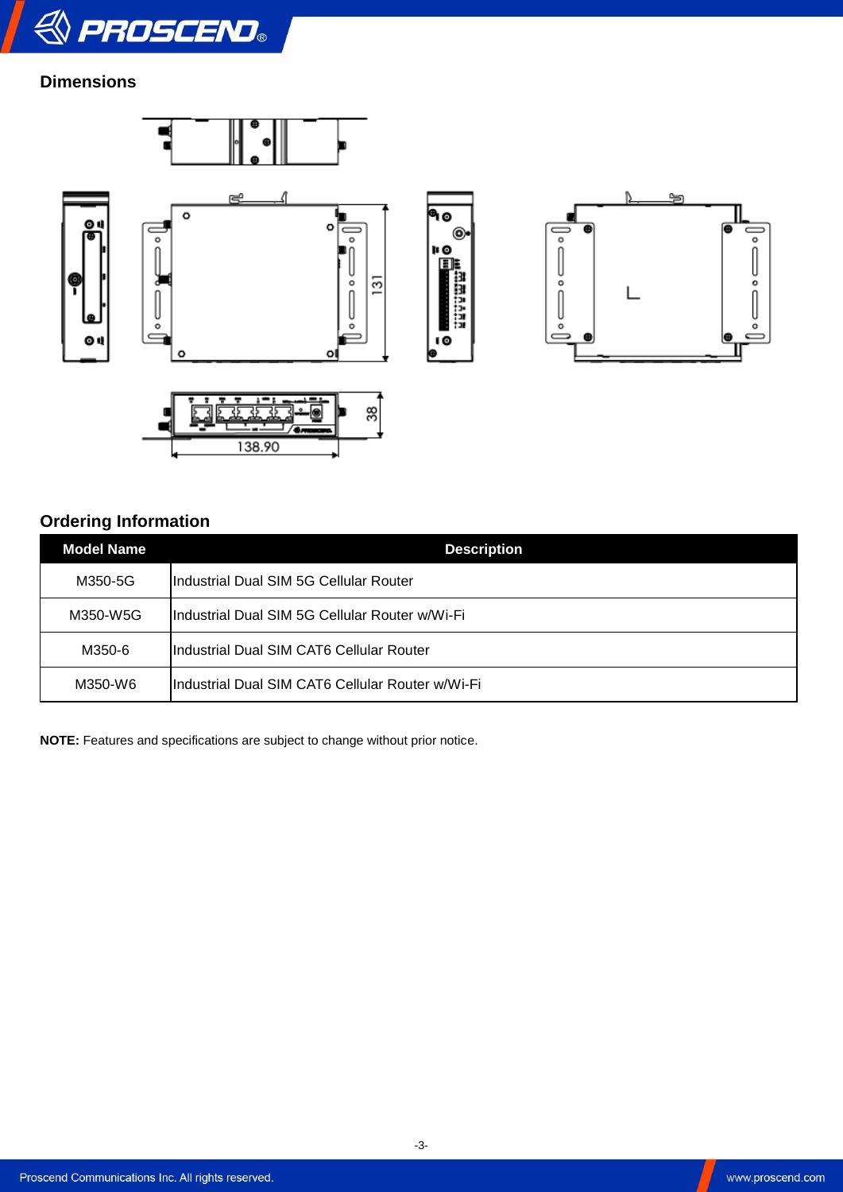## Dimensions

131

38

138.90

## Ordering Information

| Model Name | Description |
|---|---|
| M350-5G | Industrial Dual SIM 5G Cellular Router |
| M350-W5G | Industrial Dual SIM 5G Cellular Router w/Wi-Fi |
| M350-6 | Industrial Dual SIM CAT6 Cellular Router |
| M350-W6 | Industrial Dual SIM CAT6 Cellular Router w/Wi-Fi |

**NOTE:** Features and specifications are subject to change without prior notice.